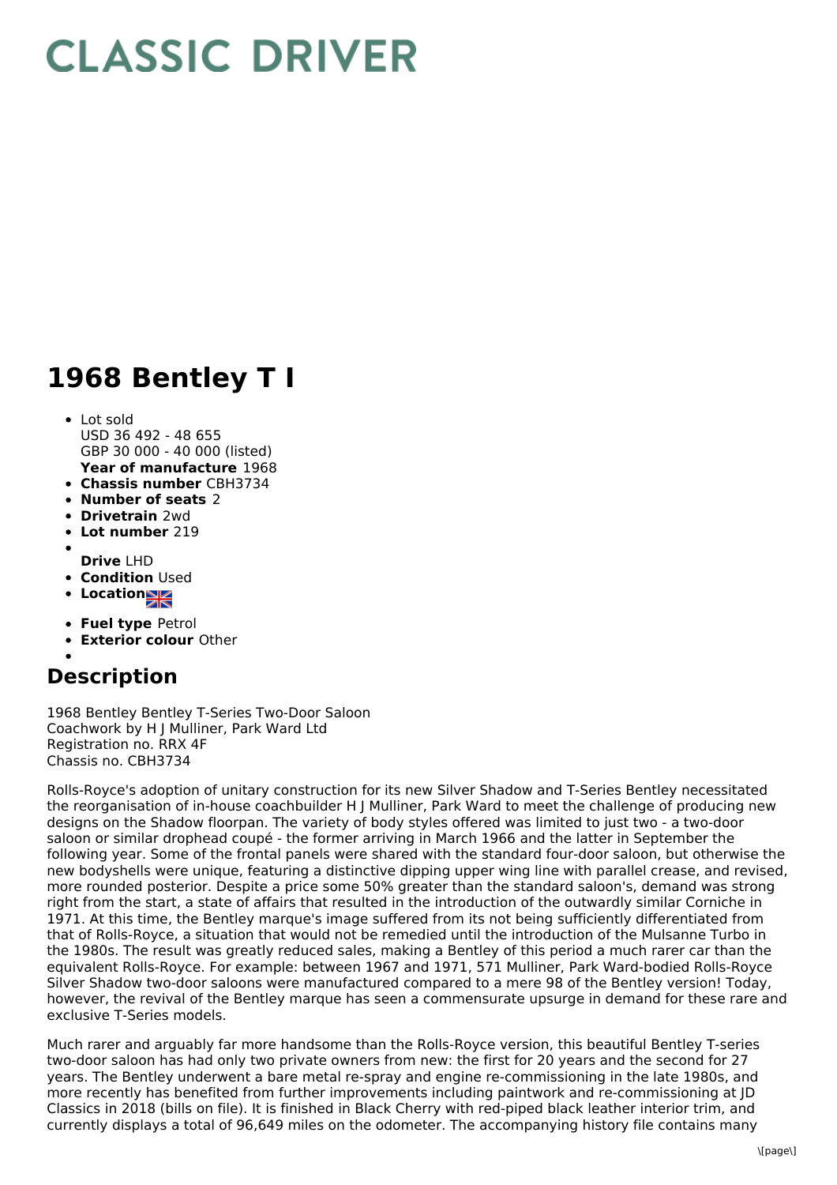# CLASSIC DRIVER

# 1968 Bentley T I

- Lot sold
  USD 36 492 - 48 655
  GBP 30 000 - 40 000 (listed)
  **Year of manufacture** 1968
- **Chassis number** CBH3734
- **Number of seats** 2
- **Drivetrain** 2wd
- **Lot number** 219
- 
  **Drive** LHD
- **Condition** Used
- **Location**
- **Fuel type** Petrol
- **Exterior colour** Other
- 

## Description

1968 Bentley Bentley T-Series Two-Door Saloon
Coachwork by H J Mulliner, Park Ward Ltd
Registration no. RRX 4F
Chassis no. CBH3734

Rolls-Royce's adoption of unitary construction for its new Silver Shadow and T-Series Bentley necessitated the reorganisation of in-house coachbuilder H J Mulliner, Park Ward to meet the challenge of producing new designs on the Shadow floorpan. The variety of body styles offered was limited to just two - a two-door saloon or similar drophead coupé - the former arriving in March 1966 and the latter in September the following year. Some of the frontal panels were shared with the standard four-door saloon, but otherwise the new bodyshells were unique, featuring a distinctive dipping upper wing line with parallel crease, and revised, more rounded posterior. Despite a price some 50% greater than the standard saloon's, demand was strong right from the start, a state of affairs that resulted in the introduction of the outwardly similar Corniche in 1971. At this time, the Bentley marque's image suffered from its not being sufficiently differentiated from that of Rolls-Royce, a situation that would not be remedied until the introduction of the Mulsanne Turbo in the 1980s. The result was greatly reduced sales, making a Bentley of this period a much rarer car than the equivalent Rolls-Royce. For example: between 1967 and 1971, 571 Mulliner, Park Ward-bodied Rolls-Royce Silver Shadow two-door saloons were manufactured compared to a mere 98 of the Bentley version! Today, however, the revival of the Bentley marque has seen a commensurate upsurge in demand for these rare and exclusive T-Series models.

Much rarer and arguably far more handsome than the Rolls-Royce version, this beautiful Bentley T-series two-door saloon has had only two private owners from new: the first for 20 years and the second for 27 years. The Bentley underwent a bare metal re-spray and engine re-commissioning in the late 1980s, and more recently has benefited from further improvements including paintwork and re-commissioning at JD Classics in 2018 (bills on file). It is finished in Black Cherry with red-piped black leather interior trim, and currently displays a total of 96,649 miles on the odometer. The accompanying history file contains many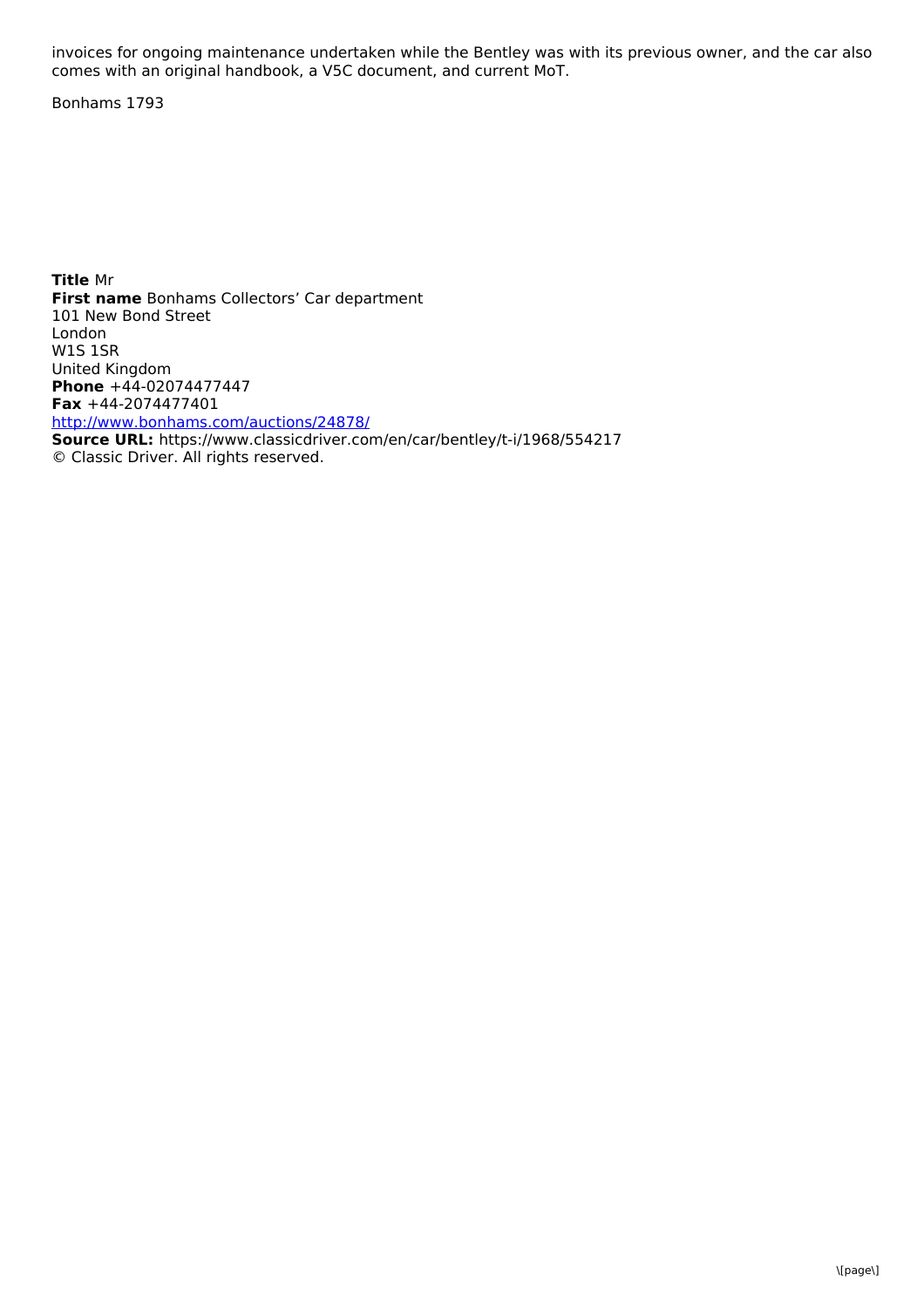invoices for ongoing maintenance undertaken while the Bentley was with its previous owner, and the car also comes with an original handbook, a V5C document, and current MoT.

Bonhams 1793

**Title** Mr
**First name** Bonhams Collectors' Car department
101 New Bond Street
London
W1S 1SR
United Kingdom
**Phone** +44-02074477447
**Fax** +44-2074477401
[http://www.bonhams.com/auctions/24878/](http://www.bonhams.com/auctions/24878/)
**Source URL:** https://www.classicdriver.com/en/car/bentley/t-i/1968/554217
© Classic Driver. All rights reserved.